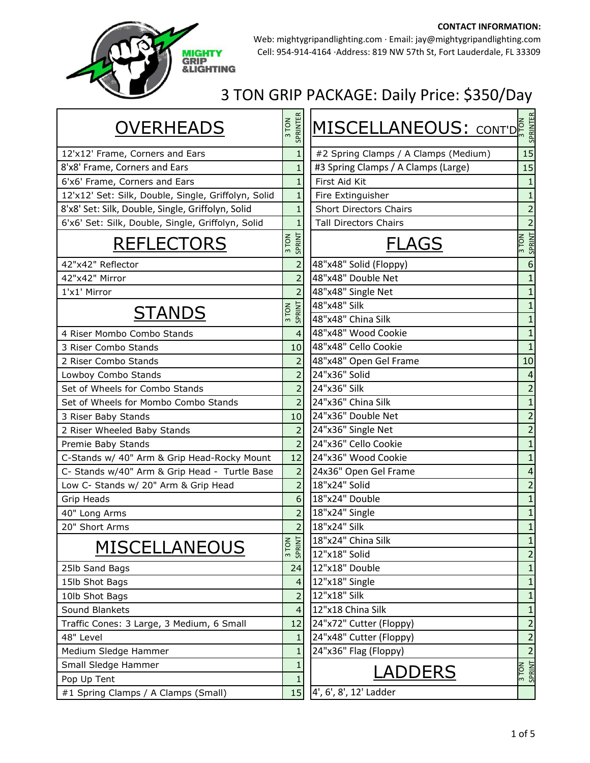**CONTACT INFORMATION:**

Web: mightygripandlighting.com · Email: jay@mightygripandlighting.com

Cell: 954-914-4164 ·Address: 819 NW 57th St, Fort Lauderdale, FL 33309

# 3 TON GRIP PACKAGE: Daily Price: $350/Day

| OVERHEADS | 3 TON SPRINTER |
|---|---|
| 12'x12' Frame, Corners and Ears | 1 |
| 8'x8' Frame, Corners and Ears | 1 |
| 6'x6' Frame, Corners and Ears | 1 |
| 12'x12' Set: Silk, Double, Single, Griffolyn, Solid | 1 |
| 8'x8' Set: Silk, Double, Single, Griffolyn, Solid | 1 |
| 6'x6' Set: Silk, Double, Single, Griffolyn, Solid | 1 |

| REFLECTORS | 3 TON SPRINT |
|---|---|
| 42"x42" Reflector | 2 |
| 42"x42" Mirror | 2 |
| 1'x1' Mirror | 2 |

| STANDS | 3 TON SPRINT |
|---|---|
| 4 Riser Mombo Combo Stands | 4 |
| 3 Riser Combo Stands | 10 |
| 2 Riser Combo Stands | 2 |
| Lowboy Combo Stands | 2 |
| Set of Wheels for Combo Stands | 2 |
| Set of Wheels for Mombo Combo Stands | 2 |
| 3 Riser Baby Stands | 10 |
| 2 Riser Wheeled Baby Stands | 2 |
| Premie Baby Stands | 2 |
| C-Stands w/ 40" Arm & Grip Head-Rocky Mount | 12 |
| C- Stands w/40" Arm & Grip Head - Turtle Base | 2 |
| Low C- Stands w/ 20" Arm & Grip Head | 2 |
| Grip Heads | 6 |
| 40" Long Arms | 2 |
| 20" Short Arms | 2 |

| MISCELLANEOUS | 3 TON SPRINT |
|---|---|
| 25lb Sand Bags | 24 |
| 15lb Shot Bags | 4 |
| 10lb Shot Bags | 2 |
| Sound Blankets | 4 |
| Traffic Cones: 3 Large, 3 Medium, 6 Small | 12 |
| 48" Level | 1 |
| Medium Sledge Hammer | 1 |
| Small Sledge Hammer | 1 |
| Pop Up Tent | 1 |
| #1 Spring Clamps / A Clamps (Small) | 15 |

| MISCELLANEOUS: CONT'D | 3 TON SPRINTER |
|---|---|
| #2 Spring Clamps / A Clamps (Medium) | 15 |
| #3 Spring Clamps / A Clamps (Large) | 15 |
| First Aid Kit | 1 |
| Fire Extinguisher | 1 |
| Short Directors Chairs | 2 |
| Tall Directors Chairs | 2 |

| FLAGS | 3 TON SPRINT |
|---|---|
| 48"x48" Solid (Floppy) | 6 |
| 48"x48" Double Net | 1 |
| 48"x48" Single Net | 1 |
| 48"x48" Silk | 1 |
| 48"x48" China Silk | 1 |
| 48"x48" Wood Cookie | 1 |
| 48"x48" Cello Cookie | 1 |
| 48"x48" Open Gel Frame | 10 |
| 24"x36" Solid | 4 |
| 24"x36" Silk | 2 |
| 24"x36" China Silk | 1 |
| 24"x36" Double Net | 2 |
| 24"x36" Single Net | 2 |
| 24"x36" Cello Cookie | 1 |
| 24"x36" Wood Cookie | 1 |
| 24x36" Open Gel Frame | 4 |
| 18"x24" Solid | 2 |
| 18"x24" Double | 1 |
| 18"x24" Single | 1 |
| 18"x24" Silk | 1 |
| 18"x24" China Silk | 1 |
| 12"x18" Solid | 2 |
| 12"x18" Double | 1 |
| 12"x18" Single | 1 |
| 12"x18" Silk | 1 |
| 12"x18 China Silk | 1 |
| 24"x72" Cutter (Floppy) | 2 |
| 24"x48" Cutter (Floppy) | 2 |
| 24"x36" Flag (Floppy) | 2 |

| LADDERS | 3 TON SPRINT |
|---|---|
| 4', 6', 8', 12' Ladder | |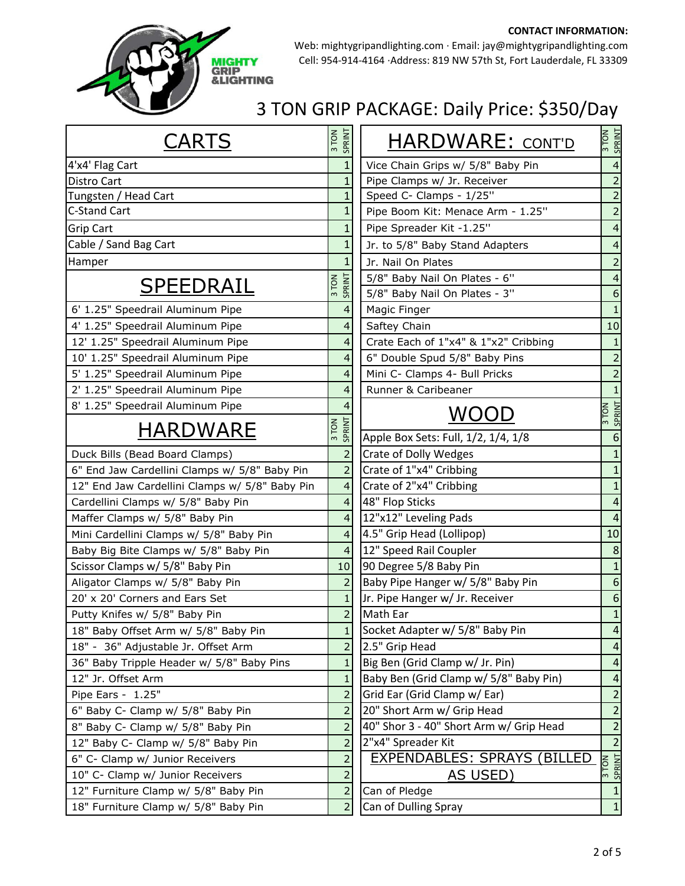**CONTACT INFORMATION:**

Web: mightygripandlighting.com · Email: jay@mightygripandlighting.com
Cell: 954-914-4164 ·Address: 819 NW 57th St, Fort Lauderdale, FL 33309

# 3 TON GRIP PACKAGE: Daily Price: $350/Day

| CARTS | 3 TON SPRINT |
|---|---|
| 4'x4' Flag Cart | 1 |
| Distro Cart | 1 |
| Tungsten / Head Cart | 1 |
| C-Stand Cart | 1 |
| Grip Cart | 1 |
| Cable / Sand Bag Cart | 1 |
| Hamper | 1 |

| SPEEDRAIL | 3 TON SPRINT |
|---|---|
| 6' 1.25" Speedrail Aluminum Pipe | 4 |
| 4' 1.25" Speedrail Aluminum Pipe | 4 |
| 12' 1.25" Speedrail Aluminum Pipe | 4 |
| 10' 1.25" Speedrail Aluminum Pipe | 4 |
| 5' 1.25" Speedrail Aluminum Pipe | 4 |
| 2' 1.25" Speedrail Aluminum Pipe | 4 |
| 8' 1.25" Speedrail Aluminum Pipe | 4 |

| HARDWARE | 3 TON SPRINT |
|---|---|
| Duck Bills (Bead Board Clamps) | 2 |
| 6" End Jaw Cardellini Clamps w/ 5/8" Baby Pin | 2 |
| 12" End Jaw Cardellini Clamps w/ 5/8" Baby Pin | 4 |
| Cardellini Clamps w/ 5/8" Baby Pin | 4 |
| Maffer Clamps w/ 5/8" Baby Pin | 4 |
| Mini Cardellini Clamps w/ 5/8" Baby Pin | 4 |
| Baby Big Bite Clamps w/ 5/8" Baby Pin | 4 |
| Scissor Clamps w/ 5/8" Baby Pin | 10 |
| Aligator Clamps w/ 5/8" Baby Pin | 2 |
| 20' x 20' Corners and Ears Set | 1 |
| Putty Knifes w/ 5/8" Baby Pin | 2 |
| 18" Baby Offset Arm w/ 5/8" Baby Pin | 1 |
| 18" - 36" Adjustable Jr. Offset Arm | 2 |
| 36" Baby Tripple Header w/ 5/8" Baby Pins | 1 |
| 12" Jr. Offset Arm | 1 |
| Pipe Ears - 1.25" | 2 |
| 6" Baby C- Clamp w/ 5/8" Baby Pin | 2 |
| 8" Baby C- Clamp w/ 5/8" Baby Pin | 2 |
| 12" Baby C- Clamp w/ 5/8" Baby Pin | 2 |
| 6" C- Clamp w/ Junior Receivers | 2 |
| 10" C- Clamp w/ Junior Receivers | 2 |
| 12" Furniture Clamp w/ 5/8" Baby Pin | 2 |
| 18" Furniture Clamp w/ 5/8" Baby Pin | 2 |

| HARDWARE: CONT'D | 3 TON SPRINT |
|---|---|
| Vice Chain Grips w/ 5/8" Baby Pin | 4 |
| Pipe Clamps w/ Jr. Receiver | 2 |
| Speed C- Clamps - 1/25" | 2 |
| Pipe Boom Kit: Menace Arm - 1.25" | 2 |
| Pipe Spreader Kit -1.25" | 4 |
| Jr. to 5/8" Baby Stand Adapters | 4 |
| Jr. Nail On Plates | 2 |
| 5/8" Baby Nail On Plates - 6" | 4 |
| 5/8" Baby Nail On Plates - 3" | 6 |
| Magic Finger | 1 |
| Saftey Chain | 10 |
| Crate Each of 1"x4" & 1"x2" Cribbing | 1 |
| 6" Double Spud 5/8" Baby Pins | 2 |
| Mini C- Clamps 4- Bull Pricks | 2 |
| Runner & Caribeaner | 1 |

| WOOD | 3 TON SPRINT |
|---|---|
| Apple Box Sets: Full, 1/2, 1/4, 1/8 | 6 |
| Crate of Dolly Wedges | 1 |
| Crate of 1"x4" Cribbing | 1 |
| Crate of 2"x4" Cribbing | 1 |
| 48" Flop Sticks | 4 |
| 12"x12" Leveling Pads | 4 |
| 4.5" Grip Head (Lollipop) | 10 |
| 12" Speed Rail Coupler | 8 |
| 90 Degree 5/8 Baby Pin | 1 |
| Baby Pipe Hanger w/ 5/8" Baby Pin | 6 |
| Jr. Pipe Hanger w/ Jr. Receiver | 6 |
| Math Ear | 1 |
| Socket Adapter w/ 5/8" Baby Pin | 4 |
| 2.5" Grip Head | 4 |
| Big Ben (Grid Clamp w/ Jr. Pin) | 4 |
| Baby Ben (Grid Clamp w/ 5/8" Baby Pin) | 4 |
| Grid Ear (Grid Clamp w/ Ear) | 2 |
| 20" Short Arm w/ Grip Head | 2 |
| 40" Shor 3 - 40" Short Arm w/ Grip Head | 2 |
| 2"x4" Spreader Kit | 2 |

| EXPENDABLES: SPRAYS (BILLED AS USED) | 3 TON SPRINT |
|---|---|
| Can of Pledge | 1 |
| Can of Dulling Spray | 1 |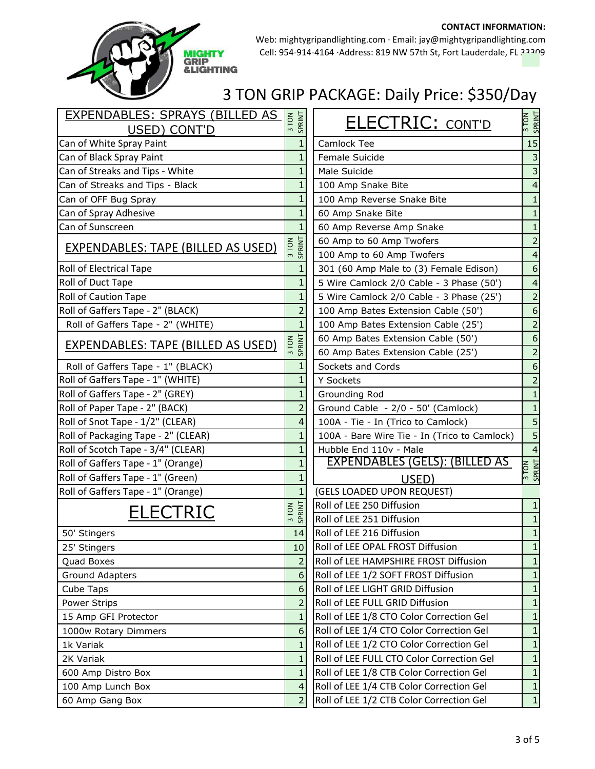**CONTACT INFORMATION:**

Web: mightygripandlighting.com · Email: jay@mightygripandlighting.com
Cell: 954-914-4164 ·Address: 819 NW 57th St, Fort Lauderdale, FL 33309

# 3 TON GRIP PACKAGE: Daily Price: $350/Day

| EXPENDABLES: SPRAYS (BILLED AS USED) CONT'D | 3 TON SPRINT |
|---|---|
| Can of White Spray Paint | 1 |
| Can of Black Spray Paint | 1 |
| Can of Streaks and Tips - White | 1 |
| Can of Streaks and Tips - Black | 1 |
| Can of OFF Bug Spray | 1 |
| Can of Spray Adhesive | 1 |
| Can of Sunscreen | 1 |

| EXPENDABLES: TAPE (BILLED AS USED) | 3 TON SPRINT |
|---|---|
| Roll of Electrical Tape | 1 |
| Roll of Duct Tape | 1 |
| Roll of Caution Tape | 1 |
| Roll of Gaffers Tape - 2" (BLACK) | 2 |
| Roll of Gaffers Tape - 2" (WHITE) | 1 |

| EXPENDABLES: TAPE (BILLED AS USED) | 3 TON SPRINT |
|---|---|
| Roll of Gaffers Tape - 1" (BLACK) | 1 |
| Roll of Gaffers Tape - 1" (WHITE) | 1 |
| Roll of Gaffers Tape - 2" (GREY) | 1 |
| Roll of Paper Tape - 2" (BACK) | 2 |
| Roll of Snot Tape - 1/2" (CLEAR) | 4 |
| Roll of Packaging Tape - 2" (CLEAR) | 1 |
| Roll of Scotch Tape - 3/4" (CLEAR) | 1 |
| Roll of Gaffers Tape - 1" (Orange) | 1 |
| Roll of Gaffers Tape - 1" (Green) | 1 |
| Roll of Gaffers Tape - 1" (Orange) | 1 |

| ELECTRIC | 3 TON SPRINT |
|---|---|
| 50' Stingers | 14 |
| 25' Stingers | 10 |
| Quad Boxes | 2 |
| Ground Adapters | 6 |
| Cube Taps | 6 |
| Power Strips | 2 |
| 15 Amp GFI Protector | 1 |
| 1000w Rotary Dimmers | 6 |
| 1k Variak | 1 |
| 2K Variak | 1 |
| 600 Amp Distro Box | 1 |
| 100 Amp Lunch Box | 4 |
| 60 Amp Gang Box | 2 |

| ELECTRIC: CONT'D | 3 TON SPRINT |
|---|---|
| Camlock Tee | 15 |
| Female Suicide | 3 |
| Male Suicide | 3 |
| 100 Amp Snake Bite | 4 |
| 100 Amp Reverse Snake Bite | 1 |
| 60 Amp Snake Bite | 1 |
| 60 Amp Reverse Amp Snake | 1 |
| 60 Amp to 60 Amp Twofers | 2 |
| 100 Amp to 60 Amp Twofers | 4 |
| 301 (60 Amp Male to (3) Female Edison) | 6 |
| 5 Wire Camlock 2/0 Cable - 3 Phase (50') | 4 |
| 5 Wire Camlock 2/0 Cable - 3 Phase (25') | 2 |
| 100 Amp Bates Extension Cable (50') | 6 |
| 100 Amp Bates Extension Cable (25') | 2 |
| 60 Amp Bates Extension Cable (50') | 6 |
| 60 Amp Bates Extension Cable (25') | 2 |
| Sockets and Cords | 6 |
| Y Sockets | 2 |
| Grounding Rod | 1 |
| Ground Cable - 2/0 - 50' (Camlock) | 1 |
| 100A - Tie - In (Trico to Camlock) | 5 |
| 100A - Bare Wire Tie - In (Trico to Camlock) | 5 |
| Hubble End 110v - Male | 4 |

| EXPENDABLES (GELS): (BILLED AS USED) | 3 TON SPRINT |
|---|---|
| (GELS LOADED UPON REQUEST) | |
| Roll of LEE 250 Diffusion | 1 |
| Roll of LEE 251 Diffusion | 1 |
| Roll of LEE 216 Diffusion | 1 |
| Roll of LEE OPAL FROST Diffusion | 1 |
| Roll of LEE HAMPSHIRE FROST Diffusion | 1 |
| Roll of LEE 1/2 SOFT FROST Diffusion | 1 |
| Roll of LEE LIGHT GRID Diffusion | 1 |
| Roll of LEE FULL GRID Diffusion | 1 |
| Roll of LEE 1/8 CTO Color Correction Gel | 1 |
| Roll of LEE 1/4 CTO Color Correction Gel | 1 |
| Roll of LEE 1/2 CTO Color Correction Gel | 1 |
| Roll of LEE FULL CTO Color Correction Gel | 1 |
| Roll of LEE 1/8 CTB Color Correction Gel | 1 |
| Roll of LEE 1/4 CTB Color Correction Gel | 1 |
| Roll of LEE 1/2 CTB Color Correction Gel | 1 |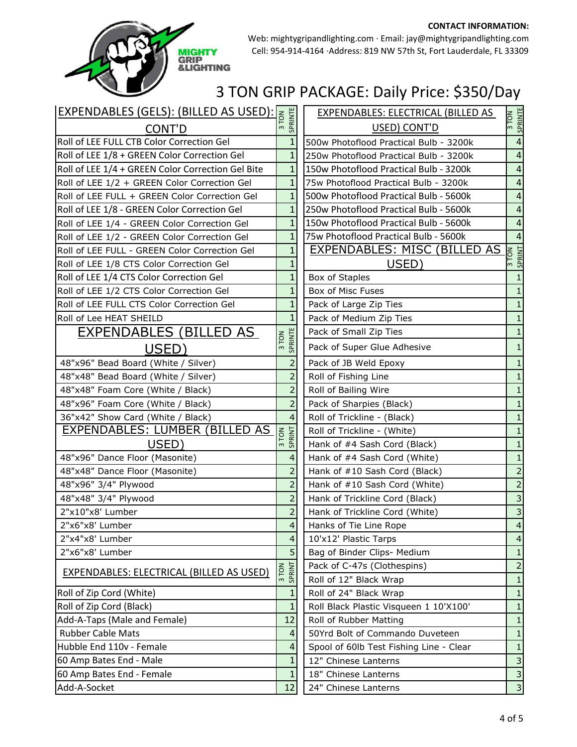**CONTACT INFORMATION:**

Web: mightygripandlighting.com · Email: jay@mightygripandlighting.com
Cell: 954-914-4164 ·Address: 819 NW 57th St, Fort Lauderdale, FL 33309

# 3 TON GRIP PACKAGE: Daily Price: $350/Day

| EXPENDABLES (GELS): (BILLED AS USED): CONT'D | 3 TON SPRINTE |
|---|---|
| Roll of LEE FULL CTB Color Correction Gel | 1 |
| Roll of LEE 1/8 + GREEN Color Correction Gel | 1 |
| Roll of LEE 1/4 + GREEN Color Correction Gel Bite | 1 |
| Roll of LEE 1/2 + GREEN Color Correction Gel | 1 |
| Roll of LEE FULL + GREEN Color Correction Gel | 1 |
| Roll of LEE 1/8 - GREEN Color Correction Gel | 1 |
| Roll of LEE 1/4 - GREEN Color Correction Gel | 1 |
| Roll of LEE 1/2 - GREEN Color Correction Gel | 1 |
| Roll of LEE FULL - GREEN Color Correction Gel | 1 |
| Roll of LEE 1/8 CTS Color Correction Gel | 1 |
| Roll of LEE 1/4 CTS Color Correction Gel | 1 |
| Roll of LEE 1/2 CTS Color Correction Gel | 1 |
| Roll of LEE FULL CTS Color Correction Gel | 1 |
| Roll of Lee HEAT SHEILD | 1 |

| EXPENDABLES (BILLED AS USED) | 3 TON SPRINTE |
|---|---|
| 48"x96" Bead Board (White / Silver) | 2 |
| 48"x48" Bead Board (White / Silver) | 2 |
| 48"x48" Foam Core (White / Black) | 2 |
| 48"x96" Foam Core (White / Black) | 2 |
| 36"x42" Show Card (White / Black) | 4 |

| EXPENDABLES: LUMBER (BILLED AS USED) | 3 TON SPRINT |
|---|---|
| 48"x96" Dance Floor (Masonite) | 4 |
| 48"x48" Dance Floor (Masonite) | 2 |
| 48"x96" 3/4" Plywood | 2 |
| 48"x48" 3/4" Plywood | 2 |
| 2"x10"x8' Lumber | 2 |
| 2"x6"x8' Lumber | 4 |
| 2"x4"x8' Lumber | 4 |
| 2"x6"x8' Lumber | 5 |

| EXPENDABLES: ELECTRICAL (BILLED AS USED) | 3 TON SPRINT |
|---|---|
| Roll of Zip Cord (White) | 1 |
| Roll of Zip Cord (Black) | 1 |
| Add-A-Taps (Male and Female) | 12 |
| Rubber Cable Mats | 4 |
| Hubble End 110v - Female | 4 |
| 60 Amp Bates End - Male | 1 |
| 60 Amp Bates End - Female | 1 |
| Add-A-Socket | 12 |

| EXPENDABLES: ELECTRICAL (BILLED AS USED) CONT'D | 3 TON SPRINTE |
|---|---|
| 500w Photoflood Practical Bulb - 3200k | 4 |
| 250w Photoflood Practical Bulb - 3200k | 4 |
| 150w Photoflood Practical Bulb - 3200k | 4 |
| 75w Photoflood Practical Bulb - 3200k | 4 |
| 500w Photoflood Practical Bulb - 5600k | 4 |
| 250w Photoflood Practical Bulb - 5600k | 4 |
| 150w Photoflood Practical Bulb - 5600k | 4 |
| 75w Photoflood Practical Bulb - 5600k | 4 |

| EXPENDABLES: MISC (BILLED AS USED) | 3 TON SPRINT |
|---|---|
| Box of Staples | 1 |
| Box of Misc Fuses | 1 |
| Pack of Large Zip Ties | 1 |
| Pack of Medium Zip Ties | 1 |
| Pack of Small Zip Ties | 1 |
| Pack of Super Glue Adhesive | 1 |
| Pack of JB Weld Epoxy | 1 |
| Roll of Fishing Line | 1 |
| Roll of Bailing Wire | 1 |
| Pack of Sharpies (Black) | 1 |
| Roll of Trickline - (Black) | 1 |
| Roll of Trickline - (White) | 1 |
| Hank of #4 Sash Cord (Black) | 1 |
| Hank of #4 Sash Cord (White) | 1 |
| Hank of #10 Sash Cord (Black) | 2 |
| Hank of #10 Sash Cord (White) | 2 |
| Hank of Trickline Cord (Black) | 3 |
| Hank of Trickline Cord (White) | 3 |
| Hanks of Tie Line Rope | 4 |
| 10'x12' Plastic Tarps | 4 |
| Bag of Binder Clips- Medium | 1 |
| Pack of C-47s (Clothespins) | 2 |
| Roll of 12" Black Wrap | 1 |
| Roll of 24" Black Wrap | 1 |
| Roll Black Plastic Visqueen 1 10'X100' | 1 |
| Roll of Rubber Matting | 1 |
| 50Yrd Bolt of Commando Duveteen | 1 |
| Spool of 60lb Test Fishing Line - Clear | 1 |
| 12" Chinese Lanterns | 3 |
| 18" Chinese Lanterns | 3 |
| 24" Chinese Lanterns | 3 |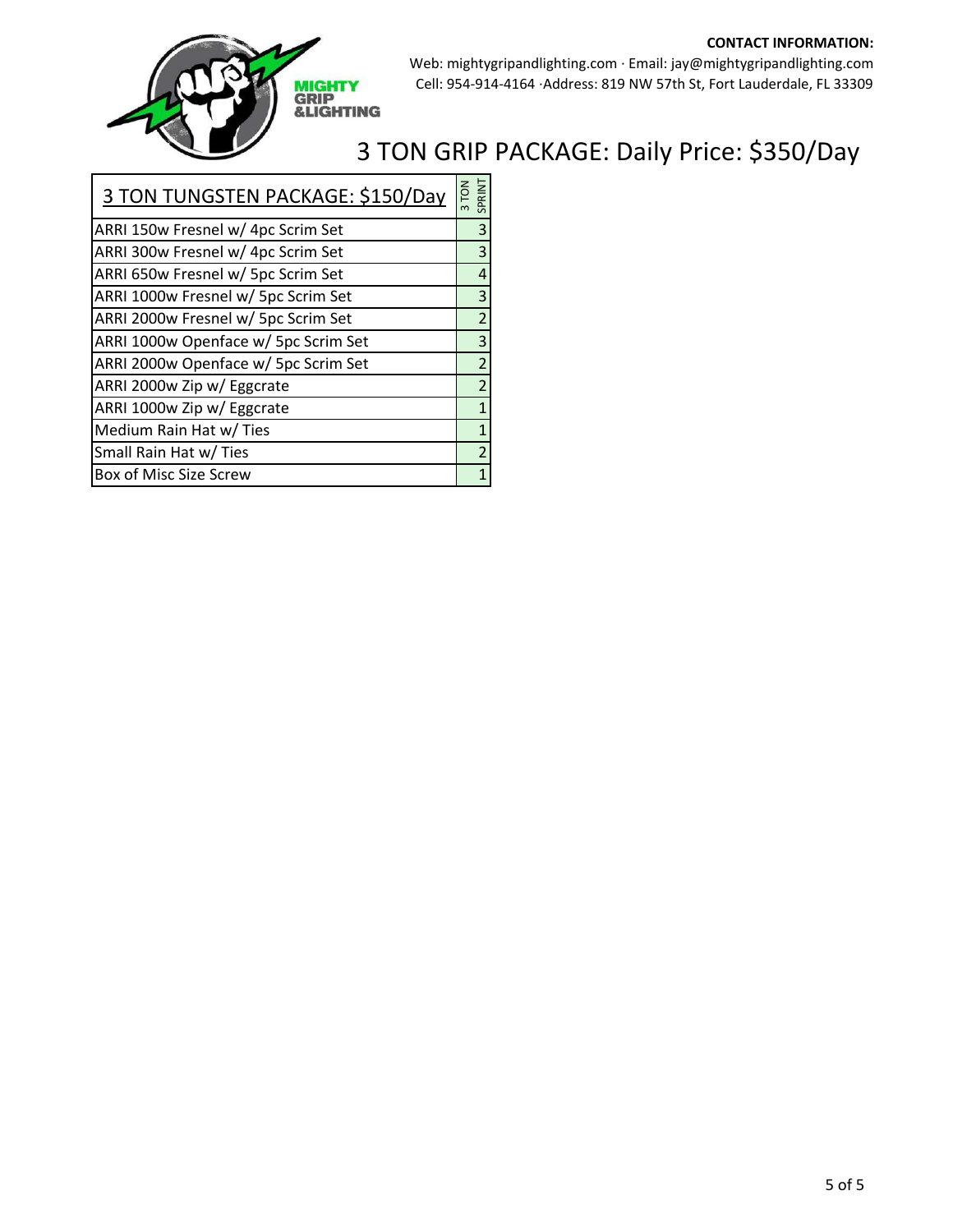**CONTACT INFORMATION:**

Web: mightygripandlighting.com · Email: jay@mightygripandlighting.com
Cell: 954-914-4164 ·Address: 819 NW 57th St, Fort Lauderdale, FL 33309

MIGHTY GRIP &LIGHTING

# 3 TON GRIP PACKAGE: Daily Price: $350/Day

| 3 TON TUNGSTEN PACKAGE: $150/Day | 3 TON SPRINT |
|---|---|
| ARRI 150w Fresnel w/ 4pc Scrim Set | 3 |
| ARRI 300w Fresnel w/ 4pc Scrim Set | 3 |
| ARRI 650w Fresnel w/ 5pc Scrim Set | 4 |
| ARRI 1000w Fresnel w/ 5pc Scrim Set | 3 |
| ARRI 2000w Fresnel w/ 5pc Scrim Set | 2 |
| ARRI 1000w Openface w/ 5pc Scrim Set | 3 |
| ARRI 2000w Openface w/ 5pc Scrim Set | 2 |
| ARRI 2000w Zip w/ Eggcrate | 2 |
| ARRI 1000w Zip w/ Eggcrate | 1 |
| Medium Rain Hat w/ Ties | 1 |
| Small Rain Hat w/ Ties | 2 |
| Box of Misc Size Screw | 1 |